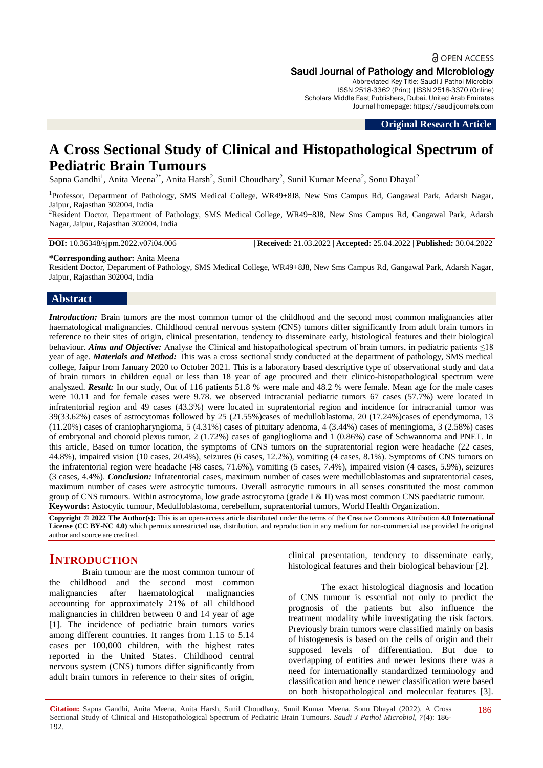Original Research Article

# A Cross Sectional Study of Clinical and Histopathological Spectrum of Pediatric Brain Tumours

Sapna Gandhi[1], Anita Meena[2*], Anita Harsh[2], Sunil Choudhary[2], Sunil Kumar Meena[2], Sonu Dhayal[2]

[1]Professor, Department of Pathology, SMS Medical College, WR49+8J8, New Sms Campus Rd, Gangawal Park, Adarsh Nagar, Jaipur, Rajasthan 302004, India

[2]Resident Doctor, Department of Pathology, SMS Medical College, WR49+8J8, New Sms Campus Rd, Gangawal Park, Adarsh Nagar, Jaipur, Rajasthan 302004, India

**DOI:** 10.36348/sjpm.2022.v07i04.006 | **Received:** 21.03.2022 | **Accepted:** 25.04.2022 | **Published:** 30.04.2022

**\*Corresponding author:** Anita Meena
Resident Doctor, Department of Pathology, SMS Medical College, WR49+8J8, New Sms Campus Rd, Gangawal Park, Adarsh Nagar, Jaipur, Rajasthan 302004, India

## Abstract

***Introduction:*** Brain tumors are the most common tumor of the childhood and the second most common malignancies after haematological malignancies. Childhood central nervous system (CNS) tumors differ significantly from adult brain tumors in reference to their sites of origin, clinical presentation, tendency to disseminate early, histological features and their biological behaviour. ***Aims and Objective:*** Analyse the Clinical and histopathological spectrum of brain tumors, in pediatric patients ≤18 year of age. ***Materials and Method:*** This was a cross sectional study conducted at the department of pathology, SMS medical college, Jaipur from January 2020 to October 2021. This is a laboratory based descriptive type of observational study and data of brain tumors in children equal or less than 18 year of age procured and their clinico-histopathological spectrum were analyszed. ***Result:*** In our study, Out of 116 patients 51.8 % were male and 48.2 % were female. Mean age for the male cases were 10.11 and for female cases were 9.78. we observed intracranial pediatric tumors 67 cases (57.7%) were located in infratentorial region and 49 cases (43.3%) were located in supratentorial region and incidence for intracranial tumor was 39(33.62%) cases of astrocytomas followed by 25 (21.55%)cases of medulloblastoma, 20 (17.24%)cases of ependymoma, 13 (11.20%) cases of craniopharyngioma, 5 (4.31%) cases of pituitary adenoma, 4 (3.44%) cases of meningioma, 3 (2.58%) cases of embryonal and choroid plexus tumor, 2 (1.72%) cases of ganglioglioma and 1 (0.86%) case of Schwannoma and PNET. In this article, Based on tumor location, the symptoms of CNS tumors on the supratentorial region were headache (22 cases, 44.8%), impaired vision (10 cases, 20.4%), seizures (6 cases, 12.2%), vomiting (4 cases, 8.1%). Symptoms of CNS tumors on the infratentorial region were headache (48 cases, 71.6%), vomiting (5 cases, 7.4%), impaired vision (4 cases, 5.9%), seizures (3 cases, 4.4%). ***Conclusion:*** Infratentorial cases, maximum number of cases were medulloblastomas and supratentorial cases, maximum number of cases were astrocytic tumours. Overall astrocytic tumours in all senses constituted the most common group of CNS tumours. Within astrocytoma, low grade astrocytoma (grade I & II) was most common CNS paediatric tumour.

**Keywords:** Astocytic tumour, Medulloblastoma, cerebellum, supratentorial tumors, World Health Organization.

**Copyright © 2022 The Author(s):** This is an open-access article distributed under the terms of the Creative Commons Attribution **4.0 International License (CC BY-NC 4.0)** which permits unrestricted use, distribution, and reproduction in any medium for non-commercial use provided the original author and source are credited.

## INTRODUCTION

Brain tumour are the most common tumour of the childhood and the second most common malignancies after haematological malignancies accounting for approximately 21% of all childhood malignancies in children between 0 and 14 year of age [1]. The incidence of pediatric brain tumors varies among different countries. It ranges from 1.15 to 5.14 cases per 100,000 children, with the highest rates reported in the United States. Childhood central nervous system (CNS) tumors differ significantly from adult brain tumors in reference to their sites of origin, clinical presentation, tendency to disseminate early, histological features and their biological behaviour [2].

The exact histological diagnosis and location of CNS tumour is essential not only to predict the prognosis of the patients but also influence the treatment modality while investigating the risk factors. Previously brain tumors were classified mainly on basis of histogenesis is based on the cells of origin and their supposed levels of differentiation. But due to overlapping of entities and newer lesions there was a need for internationally standardized terminology and classification and hence newer classification were based on both histopathological and molecular features [3].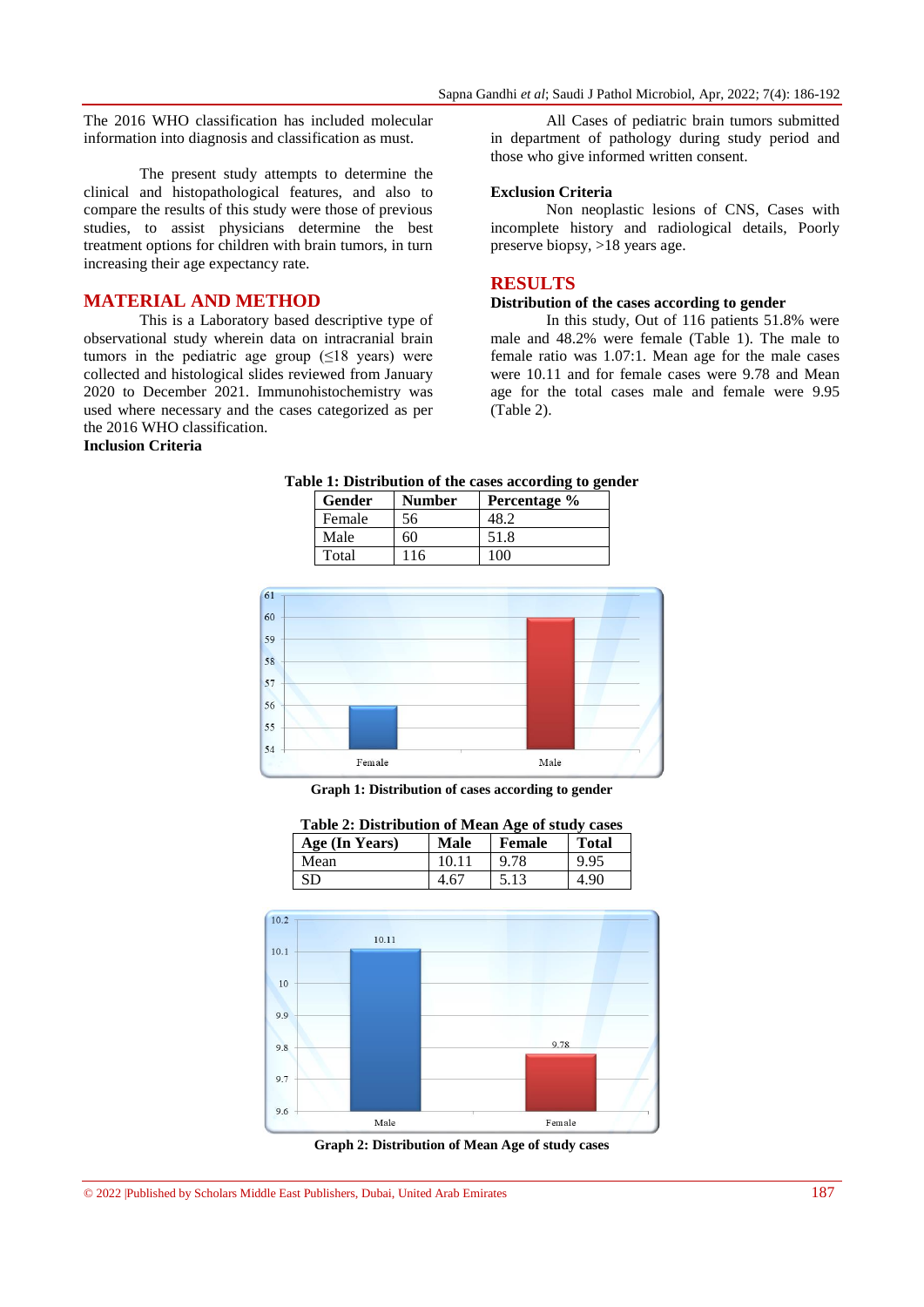The 2016 WHO classification has included molecular information into diagnosis and classification as must.

The present study attempts to determine the clinical and histopathological features, and also to compare the results of this study were those of previous studies, to assist physicians determine the best treatment options for children with brain tumors, in turn increasing their age expectancy rate.

## MATERIAL AND METHOD

This is a Laboratory based descriptive type of observational study wherein data on intracranial brain tumors in the pediatric age group (≤18 years) were collected and histological slides reviewed from January 2020 to December 2021. Immunohistochemistry was used where necessary and the cases categorized as per the 2016 WHO classification.

**Inclusion Criteria**

All Cases of pediatric brain tumors submitted in department of pathology during study period and those who give informed written consent.

**Exclusion Criteria**

Non neoplastic lesions of CNS, Cases with incomplete history and radiological details, Poorly preserve biopsy, >18 years age.

## RESULTS

**Distribution of the cases according to gender**

In this study, Out of 116 patients 51.8% were male and 48.2% were female (Table 1). The male to female ratio was 1.07:1. Mean age for the male cases were 10.11 and for female cases were 9.78 and Mean age for the total cases male and female were 9.95 (Table 2).

**Table 1: Distribution of the cases according to gender**

| Gender | Number | Percentage % |
|---|---|---|
| Female | 56 | 48.2 |
| Male | 60 | 51.8 |
| Total | 116 | 100 |

**Graph 1: Distribution of cases according to gender**

**Table 2: Distribution of Mean Age of study cases**

| Age (In Years) | Male | Female | Total |
|---|---|---|---|
| Mean | 10.11 | 9.78 | 9.95 |
| SD | 4.67 | 5.13 | 4.90 |

**Graph 2: Distribution of Mean Age of study cases**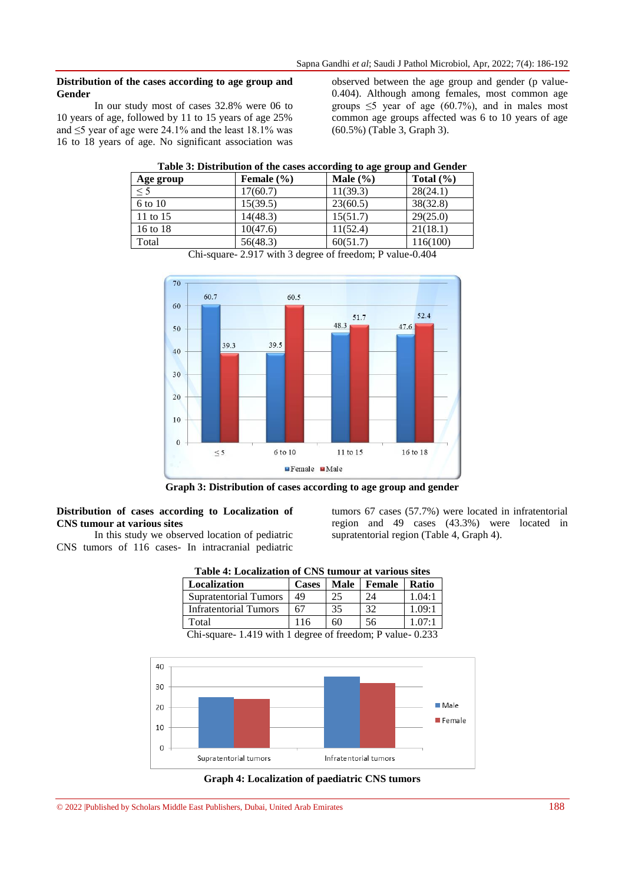**Distribution of the cases according to age group and Gender**

In our study most of cases 32.8% were 06 to 10 years of age, followed by 11 to 15 years of age 25% and ≤5 year of age were 24.1% and the least 18.1% was 16 to 18 years of age. No significant association was observed between the age group and gender (p value-0.404). Although among females, most common age groups ≤5 year of age (60.7%), and in males most common age groups affected was 6 to 10 years of age (60.5%) (Table 3, Graph 3).

**Table 3: Distribution of the cases according to age group and Gender**

| Age group | Female (%) | Male (%) | Total (%) |
|---|---|---|---|
| ≤ 5 | 17(60.7) | 11(39.3) | 28(24.1) |
| 6 to 10 | 15(39.5) | 23(60.5) | 38(32.8) |
| 11 to 15 | 14(48.3) | 15(51.7) | 29(25.0) |
| 16 to 18 | 10(47.6) | 11(52.4) | 21(18.1) |
| Total | 56(48.3) | 60(51.7) | 116(100) |

Chi-square- 2.917 with 3 degree of freedom; P value-0.404

**Graph 3: Distribution of cases according to age group and gender**

**Distribution of cases according to Localization of CNS tumour at various sites**

In this study we observed location of pediatric CNS tumors of 116 cases- In intracranial pediatric tumors 67 cases (57.7%) were located in infratentorial region and 49 cases (43.3%) were located in supratentorial region (Table 4, Graph 4).

**Table 4: Localization of CNS tumour at various sites**

| Localization | Cases | Male | Female | Ratio |
|---|---|---|---|---|
| Supratentorial Tumors | 49 | 25 | 24 | 1.04:1 |
| Infratentorial Tumors | 67 | 35 | 32 | 1.09:1 |
| Total | 116 | 60 | 56 | 1.07:1 |

Chi-square- 1.419 with 1 degree of freedom; P value- 0.233

**Graph 4: Localization of paediatric CNS tumors**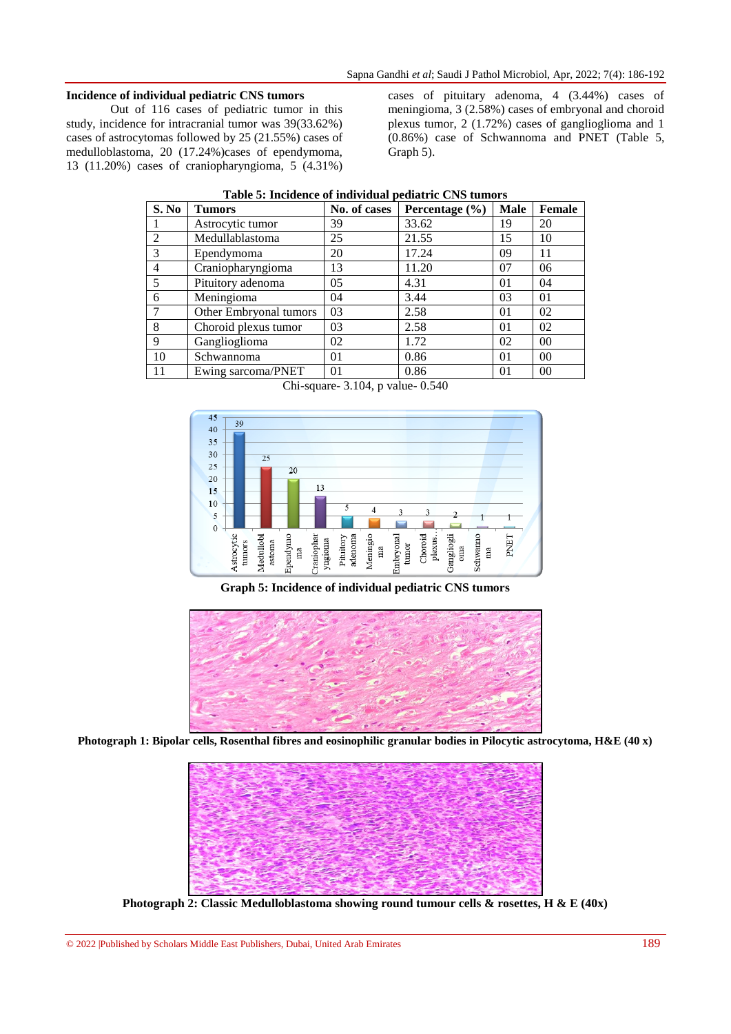**Incidence of individual pediatric CNS tumors**

Out of 116 cases of pediatric tumor in this study, incidence for intracranial tumor was 39(33.62%) cases of astrocytomas followed by 25 (21.55%) cases of medulloblastoma, 20 (17.24%)cases of ependymoma, 13 (11.20%) cases of craniopharyngioma, 5 (4.31%) cases of pituitary adenoma, 4 (3.44%) cases of meningioma, 3 (2.58%) cases of embryonal and choroid plexus tumor, 2 (1.72%) cases of ganglioglioma and 1 (0.86%) case of Schwannoma and PNET (Table 5, Graph 5).

**Table 5: Incidence of individual pediatric CNS tumors**

| S. No | Tumors | No. of cases | Percentage (%) | Male | Female |
|---|---|---|---|---|---|
| 1 | Astrocytic tumor | 39 | 33.62 | 19 | 20 |
| 2 | Medullablastoma | 25 | 21.55 | 15 | 10 |
| 3 | Ependymoma | 20 | 17.24 | 09 | 11 |
| 4 | Craniopharyngioma | 13 | 11.20 | 07 | 06 |
| 5 | Pituitary adenoma | 05 | 4.31 | 01 | 04 |
| 6 | Meningioma | 04 | 3.44 | 03 | 01 |
| 7 | Other Embryonal tumors | 03 | 2.58 | 01 | 02 |
| 8 | Choroid plexus tumor | 03 | 2.58 | 01 | 02 |
| 9 | Ganglioglioma | 02 | 1.72 | 02 | 00 |
| 10 | Schwannoma | 01 | 0.86 | 01 | 00 |
| 11 | Ewing sarcoma/PNET | 01 | 0.86 | 01 | 00 |

Chi-square- 3.104, p value- 0.540

**Graph 5: Incidence of individual pediatric CNS tumors**

**Photograph 1: Bipolar cells, Rosenthal fibres and eosinophilic granular bodies in Pilocytic astrocytoma, H&E (40 x)**

**Photograph 2: Classic Medulloblastoma showing round tumour cells & rosettes, H & E (40x)**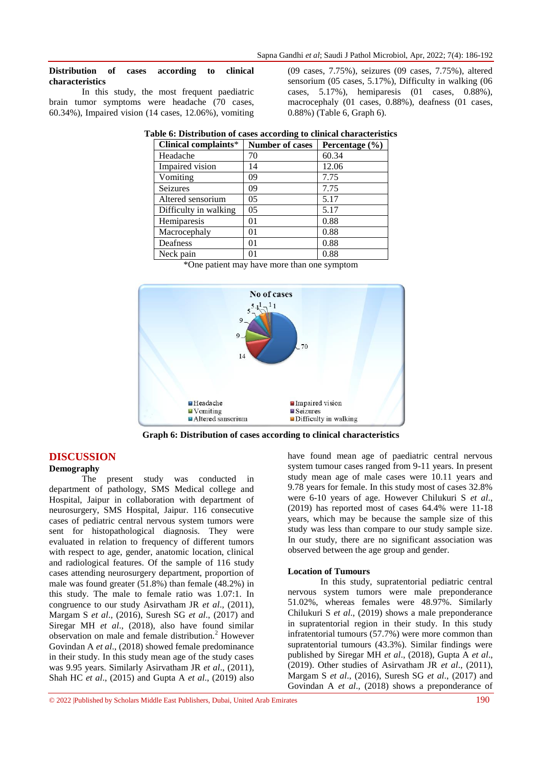**Distribution of cases according to clinical characteristics**

In this study, the most frequent paediatric brain tumor symptoms were headache (70 cases, 60.34%), Impaired vision (14 cases, 12.06%), vomiting (09 cases, 7.75%), seizures (09 cases, 7.75%), altered sensorium (05 cases, 5.17%), Difficulty in walking (06 cases, 5.17%), hemiparesis (01 cases, 0.88%), macrocephaly (01 cases, 0.88%), deafness (01 cases, 0.88%) (Table 6, Graph 6).

**Table 6: Distribution of cases according to clinical characteristics**

| Clinical complaints* | Number of cases | Percentage (%) |
|---|---|---|
| Headache | 70 | 60.34 |
| Impaired vision | 14 | 12.06 |
| Vomiting | 09 | 7.75 |
| Seizures | 09 | 7.75 |
| Altered sensorium | 05 | 5.17 |
| Difficulty in walking | 05 | 5.17 |
| Hemiparesis | 01 | 0.88 |
| Macrocephaly | 01 | 0.88 |
| Deafness | 01 | 0.88 |
| Neck pain | 01 | 0.88 |

*One patient may have more than one symptom

**Graph 6: Distribution of cases according to clinical characteristics**

## DISCUSSION

### Demography

The present study was conducted in department of pathology, SMS Medical college and Hospital, Jaipur in collaboration with department of neurosurgery, SMS Hospital, Jaipur. 116 consecutive cases of pediatric central nervous system tumors were sent for histopathological diagnosis. They were evaluated in relation to frequency of different tumors with respect to age, gender, anatomic location, clinical and radiological features. Of the sample of 116 study cases attending neurosurgery department, proportion of male was found greater (51.8%) than female (48.2%) in this study. The male to female ratio was 1.07:1. In congruence to our study Asirvatham JR *et al.*, (2011), Margam S *et al.*, (2016), Suresh SG *et al.*, (2017) and Siregar MH *et al.*, (2018), also have found similar observation on male and female distribution.[2] However Govindan A *et al.*, (2018) showed female predominance in their study. In this study mean age of the study cases was 9.95 years. Similarly Asirvatham JR *et al.*, (2011), Shah HC *et al.*, (2015) and Gupta A *et al.*, (2019) also have found mean age of paediatric central nervous system tumour cases ranged from 9-11 years. In present study mean age of male cases were 10.11 years and 9.78 years for female. In this study most of cases 32.8% were 6-10 years of age. However Chilukuri S *et al.*, (2019) has reported most of cases 64.4% were 11-18 years, which may be because the sample size of this study was less than compare to our study sample size. In our study, there are no significant association was observed between the age group and gender.

### Location of Tumours

In this study, supratentorial pediatric central nervous system tumors were male preponderance 51.02%, whereas females were 48.97%. Similarly Chilukuri S *et al.*, (2019) shows a male preponderance in supratentorial region in their study. In this study infratentorial tumours (57.7%) were more common than supratentorial tumours (43.3%). Similar findings were published by Siregar MH *et al.*, (2018), Gupta A *et al.*, (2019). Other studies of Asirvatham JR *et al.*, (2011), Margam S *et al.*, (2016), Suresh SG *et al.*, (2017) and Govindan A *et al.*, (2018) shows a preponderance of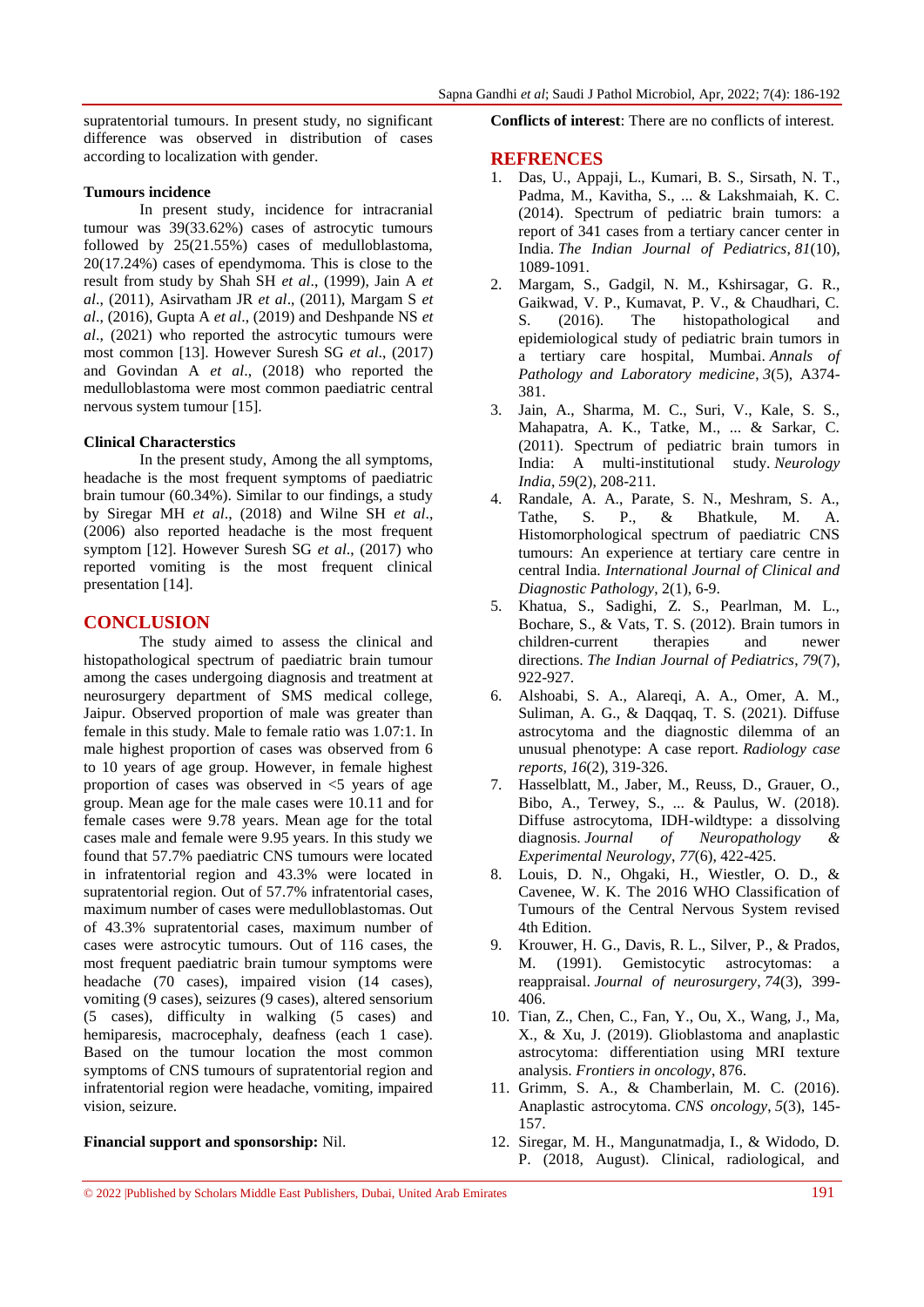supratentorial tumours. In present study, no significant difference was observed in distribution of cases according to localization with gender.

**Tumours incidence**

In present study, incidence for intracranial tumour was 39(33.62%) cases of astrocytic tumours followed by 25(21.55%) cases of medulloblastoma, 20(17.24%) cases of ependymoma. This is close to the result from study by Shah SH *et al*., (1999), Jain A *et al*., (2011), Asirvatham JR *et al*., (2011), Margam S *et al*., (2016), Gupta A *et al*., (2019) and Deshpande NS *et al*., (2021) who reported the astrocytic tumours were most common [13]. However Suresh SG *et al*., (2017) and Govindan A *et al*., (2018) who reported the medulloblastoma were most common paediatric central nervous system tumour [15].

**Clinical Characterstics**

In the present study, Among the all symptoms, headache is the most frequent symptoms of paediatric brain tumour (60.34%). Similar to our findings, a study by Siregar MH *et al*., (2018) and Wilne SH *et al*., (2006) also reported headache is the most frequent symptom [12]. However Suresh SG *et al*., (2017) who reported vomiting is the most frequent clinical presentation [14].

## CONCLUSION

The study aimed to assess the clinical and histopathological spectrum of paediatric brain tumour among the cases undergoing diagnosis and treatment at neurosurgery department of SMS medical college, Jaipur. Observed proportion of male was greater than female in this study. Male to female ratio was 1.07:1. In male highest proportion of cases was observed from 6 to 10 years of age group. However, in female highest proportion of cases was observed in <5 years of age group. Mean age for the male cases were 10.11 and for female cases were 9.78 years. Mean age for the total cases male and female were 9.95 years. In this study we found that 57.7% paediatric CNS tumours were located in infratentorial region and 43.3% were located in supratentorial region. Out of 57.7% infratentorial cases, maximum number of cases were medulloblastomas. Out of 43.3% supratentorial cases, maximum number of cases were astrocytic tumours. Out of 116 cases, the most frequent paediatric brain tumour symptoms were headache (70 cases), impaired vision (14 cases), vomiting (9 cases), seizures (9 cases), altered sensorium (5 cases), difficulty in walking (5 cases) and hemiparesis, macrocephaly, deafness (each 1 case). Based on the tumour location the most common symptoms of CNS tumours of supratentorial region and infratentorial region were headache, vomiting, impaired vision, seizure.

**Financial support and sponsorship:** Nil.

**Conflicts of interest**: There are no conflicts of interest.

## REFRENCES

1. Das, U., Appaji, L., Kumari, B. S., Sirsath, N. T., Padma, M., Kavitha, S., ... & Lakshmaiah, K. C. (2014). Spectrum of pediatric brain tumors: a report of 341 cases from a tertiary cancer center in India. *The Indian Journal of Pediatrics*, *81*(10), 1089-1091.
2. Margam, S., Gadgil, N. M., Kshirsagar, G. R., Gaikwad, V. P., Kumavat, P. V., & Chaudhari, C. S. (2016). The histopathological and epidemiological study of pediatric brain tumors in a tertiary care hospital, Mumbai. *Annals of Pathology and Laboratory medicine*, *3*(5), A374-381.
3. Jain, A., Sharma, M. C., Suri, V., Kale, S. S., Mahapatra, A. K., Tatke, M., ... & Sarkar, C. (2011). Spectrum of pediatric brain tumors in India: A multi-institutional study. *Neurology India*, *59*(2), 208-211.
4. Randale, A. A., Parate, S. N., Meshram, S. A., Tathe, S. P., & Bhatkule, M. A. Histomorphological spectrum of paediatric CNS tumours: An experience at tertiary care centre in central India. *International Journal of Clinical and Diagnostic Pathology*, 2(1), 6-9.
5. Khatua, S., Sadighi, Z. S., Pearlman, M. L., Bochare, S., & Vats, T. S. (2012). Brain tumors in children-current therapies and newer directions. *The Indian Journal of Pediatrics*, *79*(7), 922-927.
6. Alshoabi, S. A., Alareqi, A. A., Omer, A. M., Suliman, A. G., & Daqqaq, T. S. (2021). Diffuse astrocytoma and the diagnostic dilemma of an unusual phenotype: A case report. *Radiology case reports*, *16*(2), 319-326.
7. Hasselblatt, M., Jaber, M., Reuss, D., Grauer, O., Bibo, A., Terwey, S., ... & Paulus, W. (2018). Diffuse astrocytoma, IDH-wildtype: a dissolving diagnosis. *Journal of Neuropathology & Experimental Neurology*, *77*(6), 422-425.
8. Louis, D. N., Ohgaki, H., Wiestler, O. D., & Cavenee, W. K. The 2016 WHO Classification of Tumours of the Central Nervous System revised 4th Edition.
9. Krouwer, H. G., Davis, R. L., Silver, P., & Prados, M. (1991). Gemistocytic astrocytomas: a reappraisal. *Journal of neurosurgery*, *74*(3), 399-406.
10. Tian, Z., Chen, C., Fan, Y., Ou, X., Wang, J., Ma, X., & Xu, J. (2019). Glioblastoma and anaplastic astrocytoma: differentiation using MRI texture analysis. *Frontiers in oncology*, 876.
11. Grimm, S. A., & Chamberlain, M. C. (2016). Anaplastic astrocytoma. *CNS oncology*, *5*(3), 145-157.
12. Siregar, M. H., Mangunatmadja, I., & Widodo, D. P. (2018, August). Clinical, radiological, and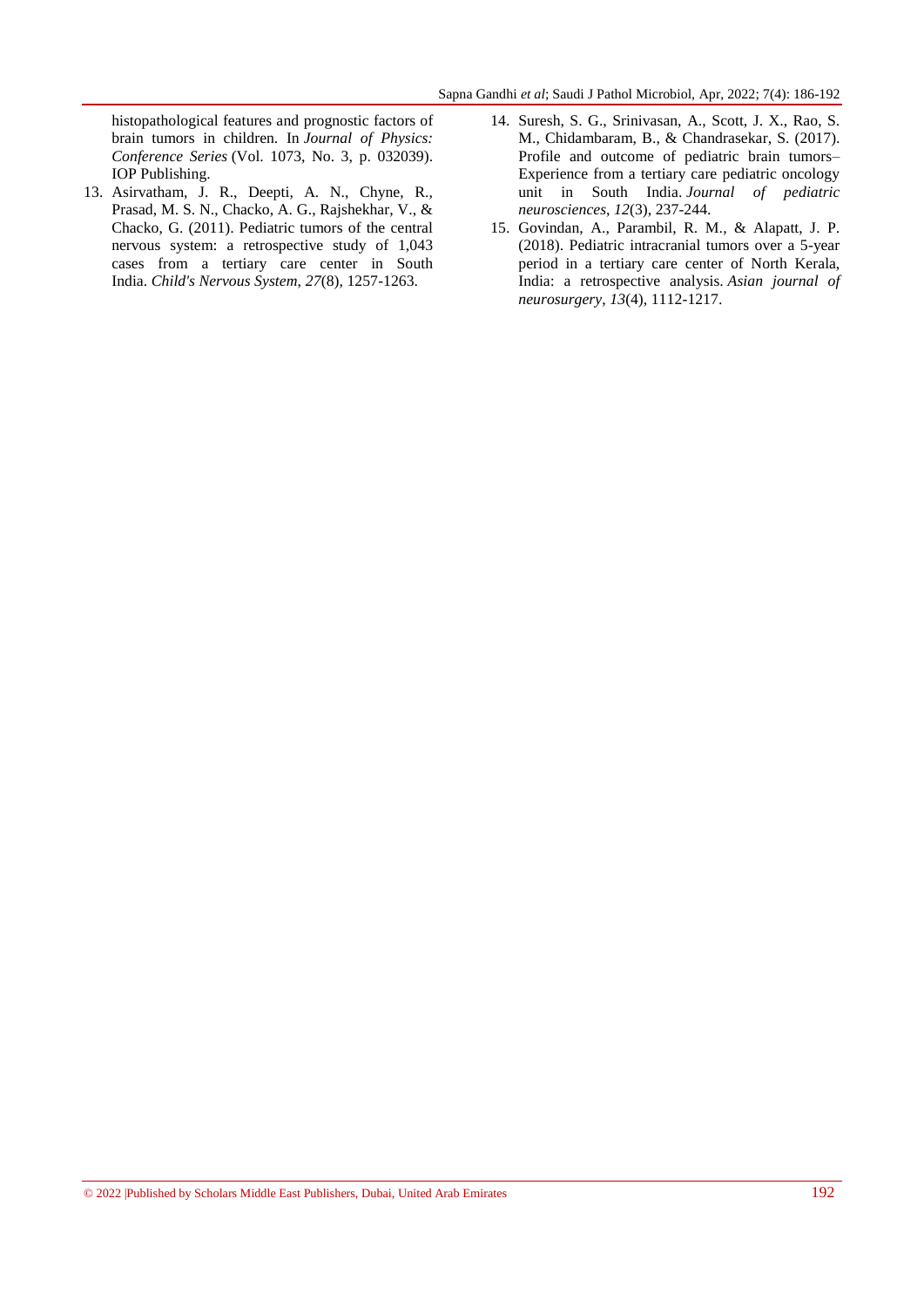histopathological features and prognostic factors of brain tumors in children. In *Journal of Physics: Conference Series* (Vol. 1073, No. 3, p. 032039). IOP Publishing.

13. Asirvatham, J. R., Deepti, A. N., Chyne, R., Prasad, M. S. N., Chacko, A. G., Rajshekhar, V., & Chacko, G. (2011). Pediatric tumors of the central nervous system: a retrospective study of 1,043 cases from a tertiary care center in South India. *Child's Nervous System*, *27*(8), 1257-1263.
14. Suresh, S. G., Srinivasan, A., Scott, J. X., Rao, S. M., Chidambaram, B., & Chandrasekar, S. (2017). Profile and outcome of pediatric brain tumors–Experience from a tertiary care pediatric oncology unit in South India. *Journal of pediatric neurosciences*, *12*(3), 237-244.
15. Govindan, A., Parambil, R. M., & Alapatt, J. P. (2018). Pediatric intracranial tumors over a 5-year period in a tertiary care center of North Kerala, India: a retrospective analysis. *Asian journal of neurosurgery*, *13*(4), 1112-1217.